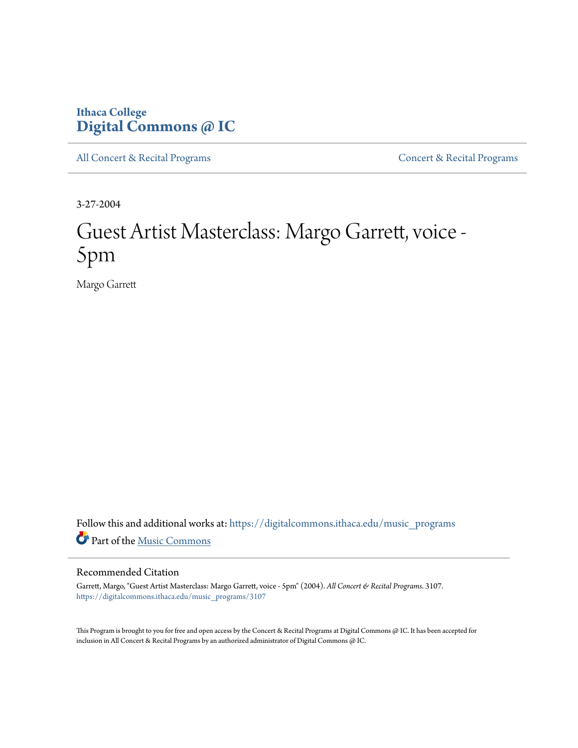Ithaca College
**Digital Commons @ IC**

All Concert & Recital Programs

Concert & Recital Programs

3-27-2004

# Guest Artist Masterclass: Margo Garrett, voice - 5pm

Margo Garrett

Follow this and additional works at: https://digitalcommons.ithaca.edu/music_programs

Part of the Music Commons

## Recommended Citation

Garrett, Margo, "Guest Artist Masterclass: Margo Garrett, voice - 5pm" (2004). *All Concert & Recital Programs*. 3107.
https://digitalcommons.ithaca.edu/music_programs/3107

This Program is brought to you for free and open access by the Concert & Recital Programs at Digital Commons @ IC. It has been accepted for inclusion in All Concert & Recital Programs by an authorized administrator of Digital Commons @ IC.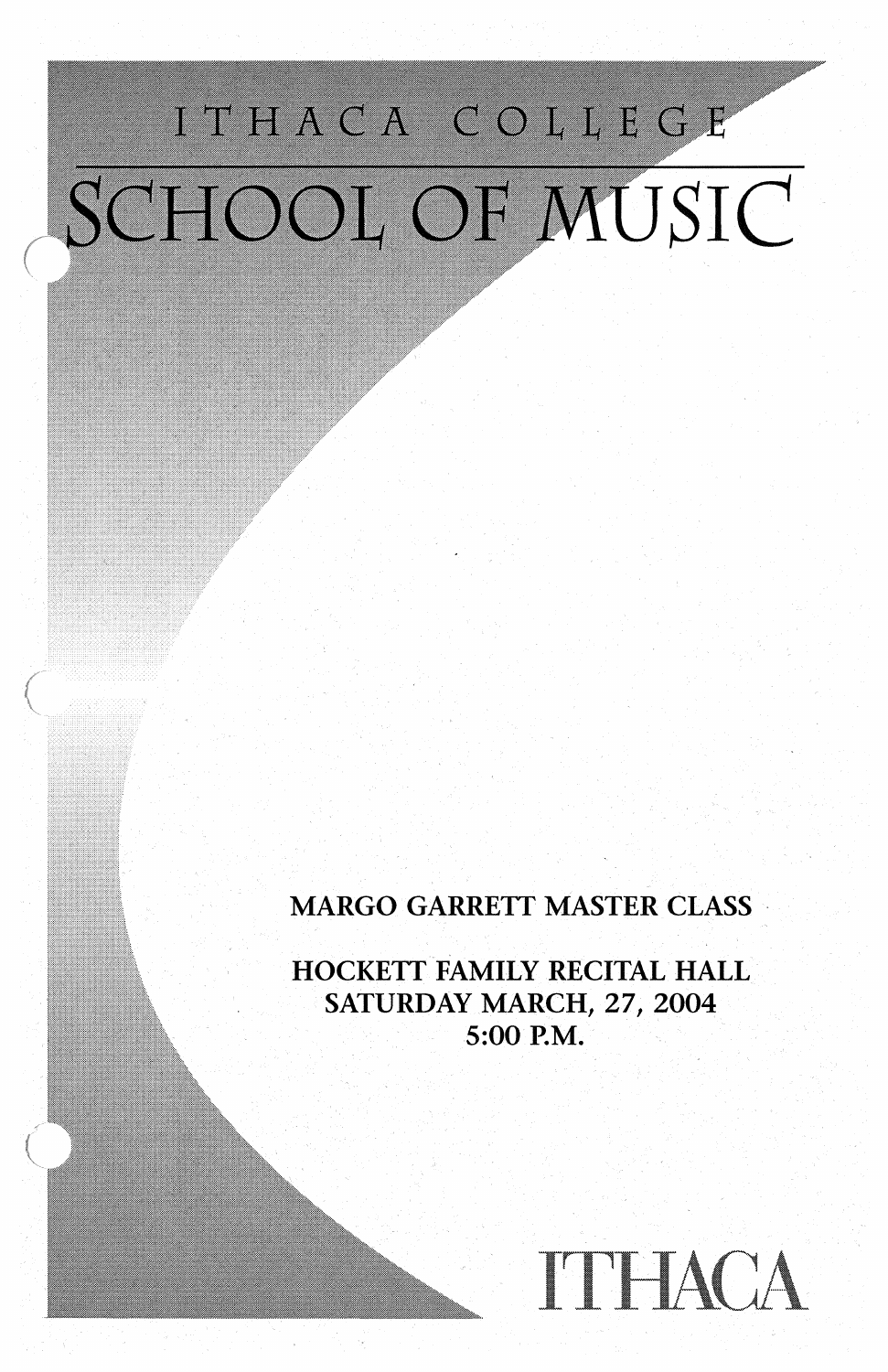# ITHACA COLLEGE

# SCHOOL OF MUSIC

MARGO GARRETT MASTER CLASS

HOCKETT FAMILY RECITAL HALL
SATURDAY MARCH, 27, 2004
5:00 P.M.

ITHACA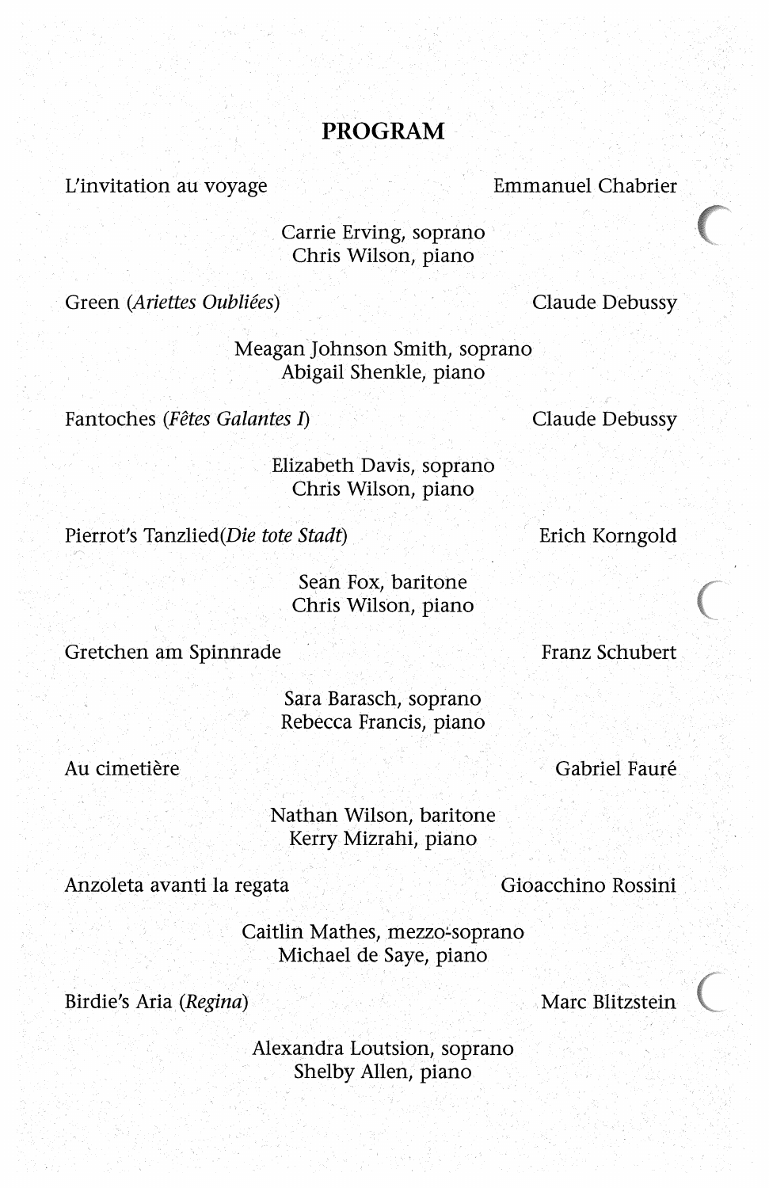# PROGRAM

L'invitation au voyage — Emmanuel Chabrier

Carrie Erving, soprano
Chris Wilson, piano

Green (*Ariettes Oubliées*) — Claude Debussy

Meagan Johnson Smith, soprano
Abigail Shenkle, piano

Fantoches (*Fêtes Galantes I*) — Claude Debussy

Elizabeth Davis, soprano
Chris Wilson, piano

Pierrot's Tanzlied(*Die tote Stadt*) — Erich Korngold

Sean Fox, baritone
Chris Wilson, piano

Gretchen am Spinnrade — Franz Schubert

Sara Barasch, soprano
Rebecca Francis, piano

Au cimetière — Gabriel Fauré

Nathan Wilson, baritone
Kerry Mizrahi, piano

Anzoleta avanti la regata — Gioacchino Rossini

Caitlin Mathes, mezzo-soprano
Michael de Saye, piano

Birdie's Aria (*Regina*) — Marc Blitzstein

Alexandra Loutsion, soprano
Shelby Allen, piano